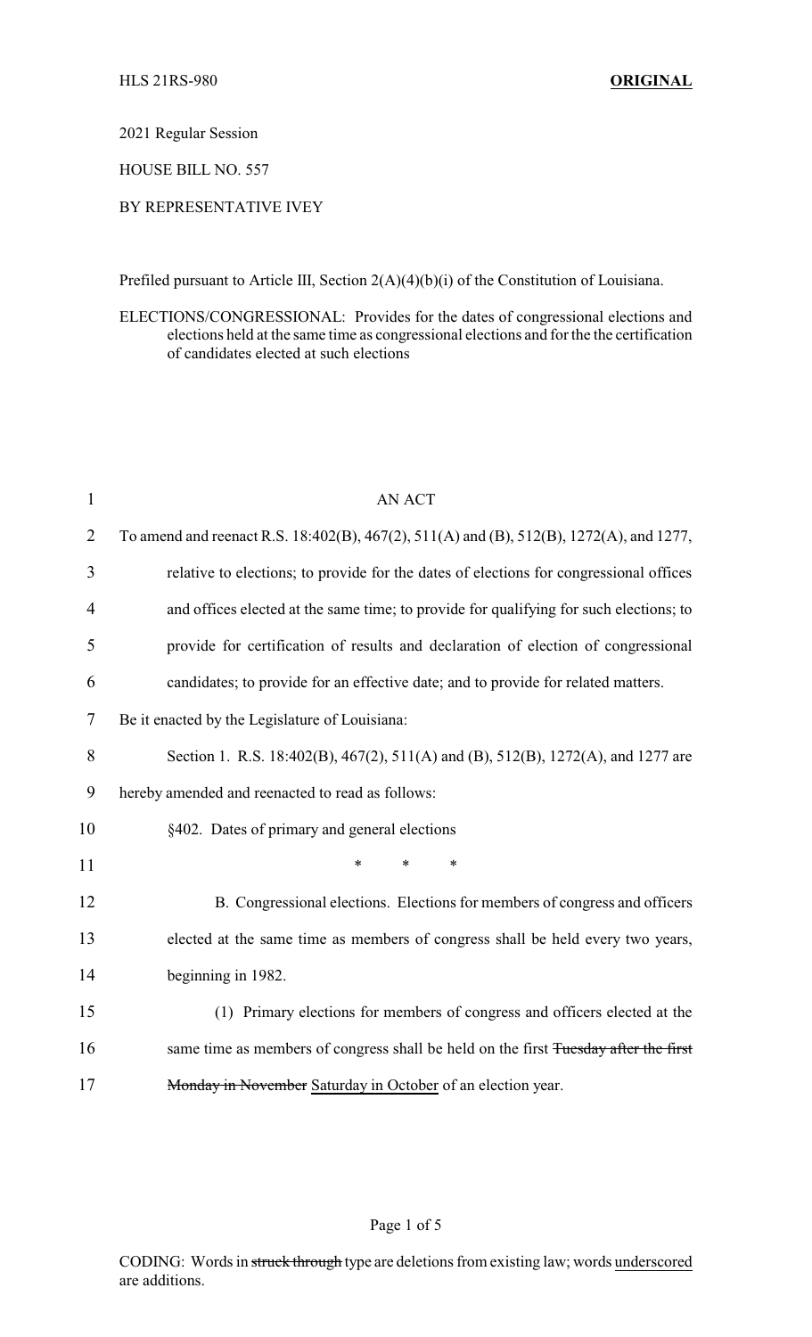HLS 21RS-980 **ORIGINAL**

2021 Regular Session

HOUSE BILL NO. 557

BY REPRESENTATIVE IVEY

Prefiled pursuant to Article III, Section 2(A)(4)(b)(i) of the Constitution of Louisiana.

ELECTIONS/CONGRESSIONAL: Provides for the dates of congressional elections and elections held at the same time as congressional elections and for the the certification of candidates elected at such elections

AN ACT

To amend and reenact R.S. 18:402(B), 467(2), 511(A) and (B), 512(B), 1272(A), and 1277, relative to elections; to provide for the dates of elections for congressional offices and offices elected at the same time; to provide for qualifying for such elections; to provide for certification of results and declaration of election of congressional candidates; to provide for an effective date; and to provide for related matters.

Be it enacted by the Legislature of Louisiana:

Section 1. R.S. 18:402(B), 467(2), 511(A) and (B), 512(B), 1272(A), and 1277 are hereby amended and reenacted to read as follows:

§402. Dates of primary and general elections

\* \* \*

B. Congressional elections. Elections for members of congress and officers elected at the same time as members of congress shall be held every two years, beginning in 1982.

(1) Primary elections for members of congress and officers elected at the same time as members of congress shall be held on the first ~~Tuesday after the first Monday in November~~ <u>Saturday in October</u> of an election year.

CODING: Words in ~~struck through~~ type are deletions from existing law; words <u>underscored</u> are additions.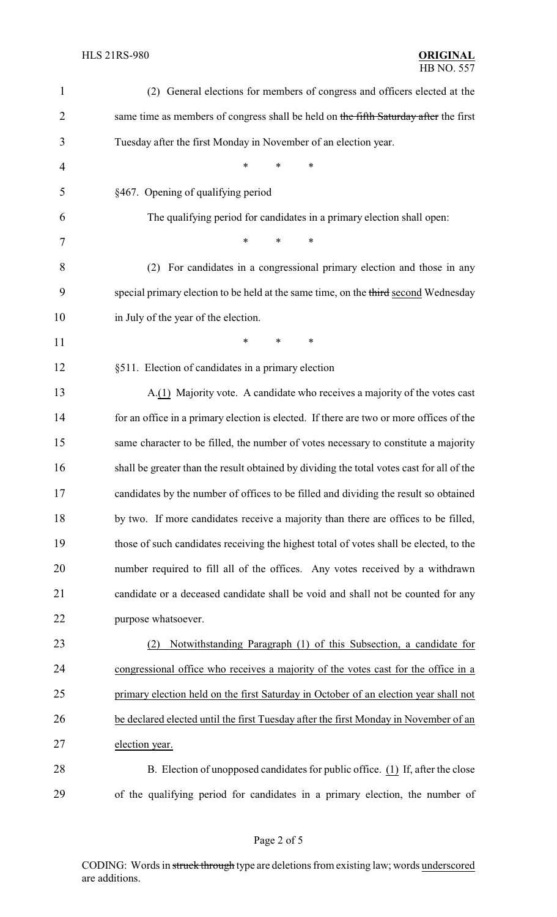(2) General elections for members of congress and officers elected at the same time as members of congress shall be held on ~~the fifth Saturday after~~ the first Tuesday after the first Monday in November of an election year.

\* \* \*

§467. Opening of qualifying period

The qualifying period for candidates in a primary election shall open:

\* \* \*

(2) For candidates in a congressional primary election and those in any special primary election to be held at the same time, on the ~~third~~ <u>second</u> Wednesday in July of the year of the election.

\* \* \*

§511. Election of candidates in a primary election

A.<u>(1)</u> Majority vote. A candidate who receives a majority of the votes cast for an office in a primary election is elected. If there are two or more offices of the same character to be filled, the number of votes necessary to constitute a majority shall be greater than the result obtained by dividing the total votes cast for all of the candidates by the number of offices to be filled and dividing the result so obtained by two. If more candidates receive a majority than there are offices to be filled, those of such candidates receiving the highest total of votes shall be elected, to the number required to fill all of the offices. Any votes received by a withdrawn candidate or a deceased candidate shall be void and shall not be counted for any purpose whatsoever.

<u>(2) Notwithstanding Paragraph (1) of this Subsection, a candidate for congressional office who receives a majority of the votes cast for the office in a primary election held on the first Saturday in October of an election year shall not be declared elected until the first Tuesday after the first Monday in November of an election year.</u>

B. Election of unopposed candidates for public office. <u>(1)</u> If, after the close of the qualifying period for candidates in a primary election, the number of

CODING: Words in ~~struck through~~ type are deletions from existing law; words <u>underscored</u> are additions.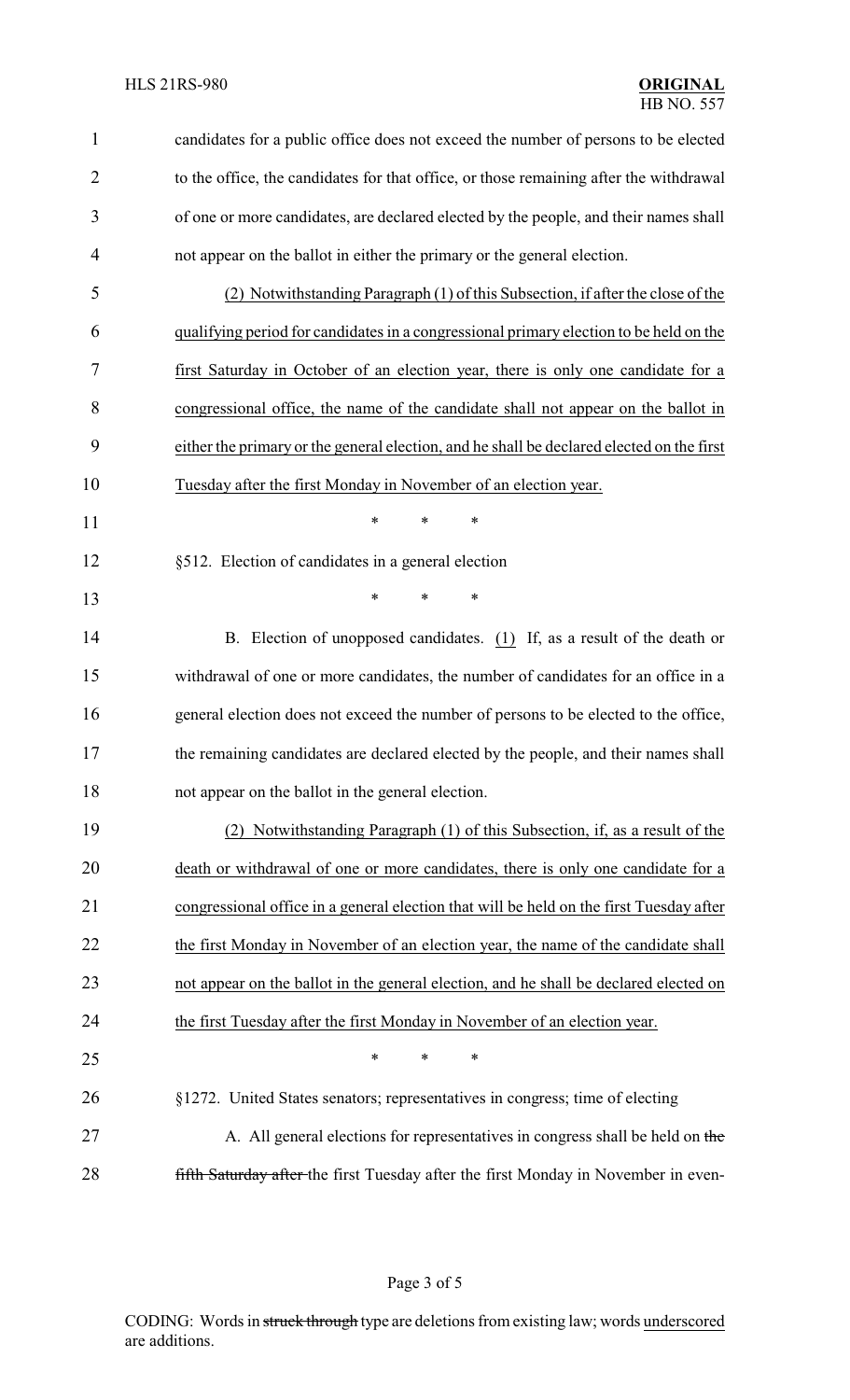candidates for a public office does not exceed the number of persons to be elected to the office, the candidates for that office, or those remaining after the withdrawal of one or more candidates, are declared elected by the people, and their names shall not appear on the ballot in either the primary or the general election.

<u>(2) Notwithstanding Paragraph (1) of this Subsection, if after the close of the qualifying period for candidates in a congressional primary election to be held on the first Saturday in October of an election year, there is only one candidate for a congressional office, the name of the candidate shall not appear on the ballot in either the primary or the general election, and he shall be declared elected on the first Tuesday after the first Monday in November of an election year.</u>

\* \* \*

§512. Election of candidates in a general election

\* \* \*

B. Election of unopposed candidates. <u>(1)</u> If, as a result of the death or withdrawal of one or more candidates, the number of candidates for an office in a general election does not exceed the number of persons to be elected to the office, the remaining candidates are declared elected by the people, and their names shall not appear on the ballot in the general election.

<u>(2) Notwithstanding Paragraph (1) of this Subsection, if, as a result of the death or withdrawal of one or more candidates, there is only one candidate for a congressional office in a general election that will be held on the first Tuesday after the first Monday in November of an election year, the name of the candidate shall not appear on the ballot in the general election, and he shall be declared elected on the first Tuesday after the first Monday in November of an election year.</u>

\* \* \*

§1272. United States senators; representatives in congress; time of electing

A. All general elections for representatives in congress shall be held on ~~the fifth Saturday after~~ the first Tuesday after the first Monday in November in even-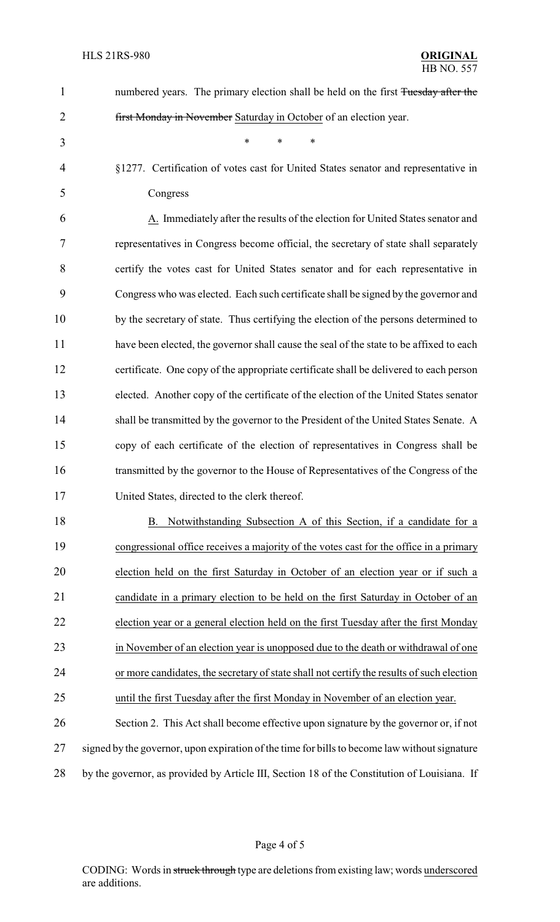numbered years. The primary election shall be held on the first ~~Tuesday after the first Monday in November~~ Saturday in October of an election year.

\* \* \*

§1277. Certification of votes cast for United States senator and representative in Congress

A. Immediately after the results of the election for United States senator and representatives in Congress become official, the secretary of state shall separately certify the votes cast for United States senator and for each representative in Congress who was elected. Each such certificate shall be signed by the governor and by the secretary of state. Thus certifying the election of the persons determined to have been elected, the governor shall cause the seal of the state to be affixed to each certificate. One copy of the appropriate certificate shall be delivered to each person elected. Another copy of the certificate of the election of the United States senator shall be transmitted by the governor to the President of the United States Senate. A copy of each certificate of the election of representatives in Congress shall be transmitted by the governor to the House of Representatives of the Congress of the United States, directed to the clerk thereof.

B. Notwithstanding Subsection A of this Section, if a candidate for a congressional office receives a majority of the votes cast for the office in a primary election held on the first Saturday in October of an election year or if such a candidate in a primary election to be held on the first Saturday in October of an election year or a general election held on the first Tuesday after the first Monday in November of an election year is unopposed due to the death or withdrawal of one or more candidates, the secretary of state shall not certify the results of such election until the first Tuesday after the first Monday in November of an election year.

Section 2. This Act shall become effective upon signature by the governor or, if not signed by the governor, upon expiration of the time for bills to become law without signature by the governor, as provided by Article III, Section 18 of the Constitution of Louisiana. If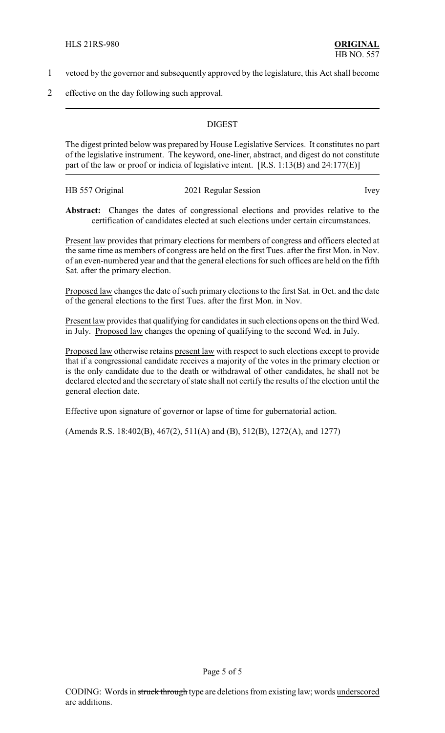vetoed by the governor and subsequently approved by the legislature, this Act shall become effective on the day following such approval.

## DIGEST

The digest printed below was prepared by House Legislative Services. It constitutes no part of the legislative instrument. The keyword, one-liner, abstract, and digest do not constitute part of the law or proof or indicia of legislative intent. [R.S. 1:13(B) and 24:177(E)]

HB 557 Original — 2021 Regular Session — Ivey

**Abstract:** Changes the dates of congressional elections and provides relative to the certification of candidates elected at such elections under certain circumstances.

Present law provides that primary elections for members of congress and officers elected at the same time as members of congress are held on the first Tues. after the first Mon. in Nov. of an even-numbered year and that the general elections for such offices are held on the fifth Sat. after the primary election.

Proposed law changes the date of such primary elections to the first Sat. in Oct. and the date of the general elections to the first Tues. after the first Mon. in Nov.

Present law provides that qualifying for candidates in such elections opens on the third Wed. in July. Proposed law changes the opening of qualifying to the second Wed. in July.

Proposed law otherwise retains present law with respect to such elections except to provide that if a congressional candidate receives a majority of the votes in the primary election or is the only candidate due to the death or withdrawal of other candidates, he shall not be declared elected and the secretary of state shall not certify the results of the election until the general election date.

Effective upon signature of governor or lapse of time for gubernatorial action.

(Amends R.S. 18:402(B), 467(2), 511(A) and (B), 512(B), 1272(A), and 1277)

CODING: Words in ~~struck through~~ type are deletions from existing law; words underscored are additions.